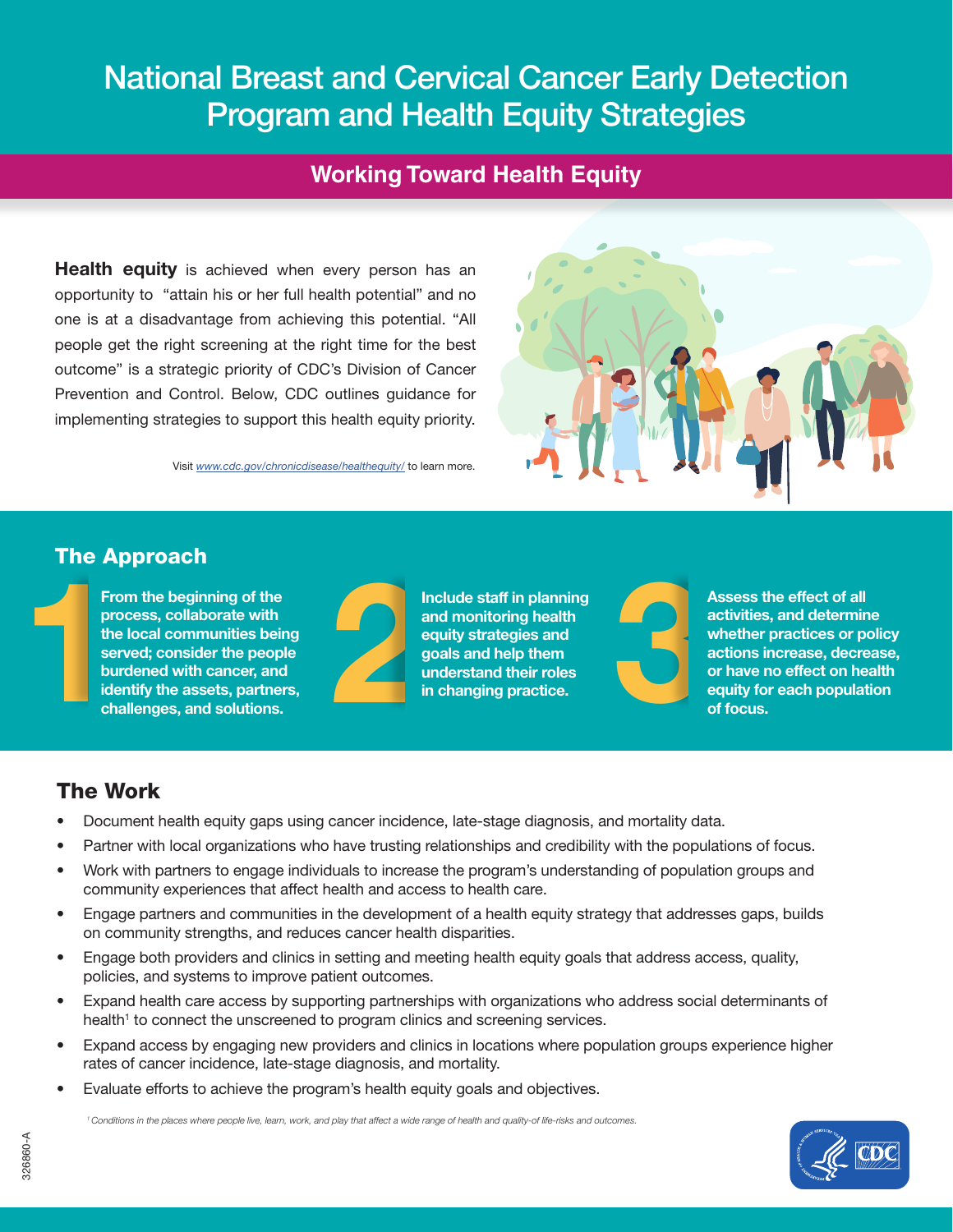# National Breast and Cervical Cancer Early Detection Program and Health Equity Strategies

## Working Toward Health Equity

**Health equity** is achieved when every person has an opportunity to "attain his or her full health potential" and no one is at a disadvantage from achieving this potential. "All people get the right screening at the right time for the best outcome" is a strategic priority of CDC's Division of Cancer Prevention and Control. Below, CDC outlines guidance for implementing strategies to support this health equity priority.

Visit www.cdc.gov/chronicdisease/healthequity/ to learn more.

## The Approach

1. **From the beginning of the process, collaborate with the local communities being served; consider the people burdened with cancer, and identify the assets, partners, challenges, and solutions.**
2. **Include staff in planning and monitoring health equity strategies and goals and help them understand their roles in changing practice.**
3. **Assess the effect of all activities, and determine whether practices or policy actions increase, decrease, or have no effect on health equity for each population of focus.**

## The Work

- Document health equity gaps using cancer incidence, late-stage diagnosis, and mortality data.
- Partner with local organizations who have trusting relationships and credibility with the populations of focus.
- Work with partners to engage individuals to increase the program's understanding of population groups and community experiences that affect health and access to health care.
- Engage partners and communities in the development of a health equity strategy that addresses gaps, builds on community strengths, and reduces cancer health disparities.
- Engage both providers and clinics in setting and meeting health equity goals that address access, quality, policies, and systems to improve patient outcomes.
- Expand health care access by supporting partnerships with organizations who address social determinants of health[1] to connect the unscreened to program clinics and screening services.
- Expand access by engaging new providers and clinics in locations where population groups experience higher rates of cancer incidence, late-stage diagnosis, and mortality.
- Evaluate efforts to achieve the program's health equity goals and objectives.

*[1] Conditions in the places where people live, learn, work, and play that affect a wide range of health and quality-of life-risks and outcomes.*

326860-A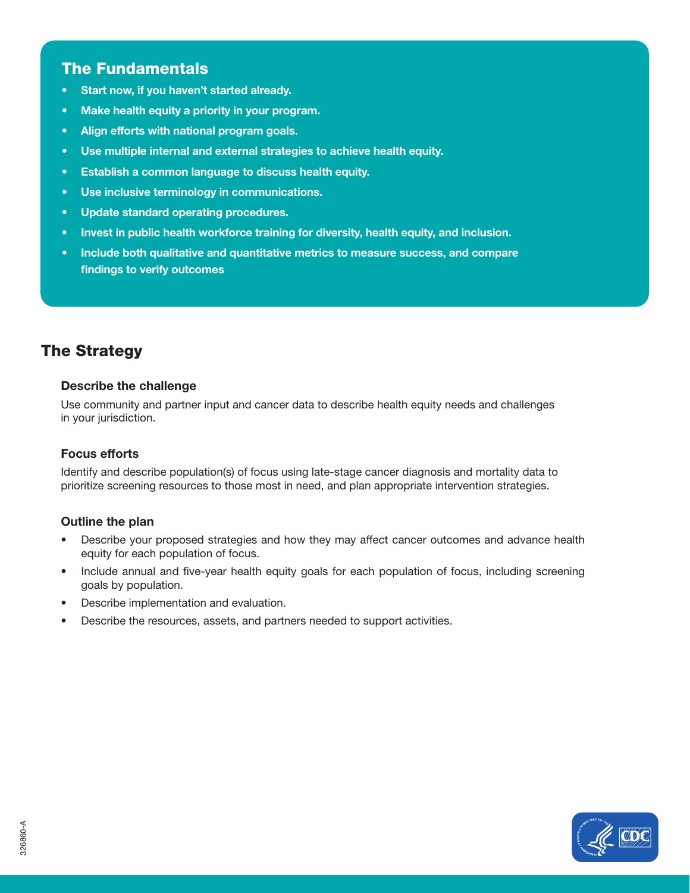## The Fundamentals

- **Start now, if you haven't started already.**
- **Make health equity a priority in your program.**
- **Align efforts with national program goals.**
- **Use multiple internal and external strategies to achieve health equity.**
- **Establish a common language to discuss health equity.**
- **Use inclusive terminology in communications.**
- **Update standard operating procedures.**
- **Invest in public health workforce training for diversity, health equity, and inclusion.**
- **Include both qualitative and quantitative metrics to measure success, and compare findings to verify outcomes**

## The Strategy

### Describe the challenge

Use community and partner input and cancer data to describe health equity needs and challenges in your jurisdiction.

### Focus efforts

Identify and describe population(s) of focus using late-stage cancer diagnosis and mortality data to prioritize screening resources to those most in need, and plan appropriate intervention strategies.

### Outline the plan

- Describe your proposed strategies and how they may affect cancer outcomes and advance health equity for each population of focus.
- Include annual and five-year health equity goals for each population of focus, including screening goals by population.
- Describe implementation and evaluation.
- Describe the resources, assets, and partners needed to support activities.

326860-A